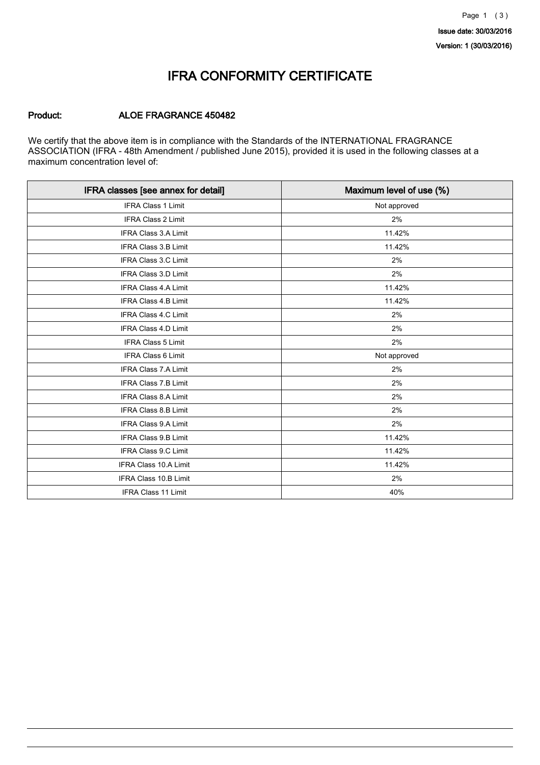Issue date: 30/03/2016

Version: 1 (30/03/2016)

# IFRA CONFORMITY CERTIFICATE

**Product:** **ALOE FRAGRANCE 450482**

We certify that the above item is in compliance with the Standards of the INTERNATIONAL FRAGRANCE ASSOCIATION (IFRA - 48th Amendment / published June 2015), provided it is used in the following classes at a maximum concentration level of:

| IFRA classes [see annex for detail] | Maximum level of use (%) |
|---|---|
| IFRA Class 1 Limit | Not approved |
| IFRA Class 2 Limit | 2% |
| IFRA Class 3.A Limit | 11.42% |
| IFRA Class 3.B Limit | 11.42% |
| IFRA Class 3.C Limit | 2% |
| IFRA Class 3.D Limit | 2% |
| IFRA Class 4.A Limit | 11.42% |
| IFRA Class 4.B Limit | 11.42% |
| IFRA Class 4.C Limit | 2% |
| IFRA Class 4.D Limit | 2% |
| IFRA Class 5 Limit | 2% |
| IFRA Class 6 Limit | Not approved |
| IFRA Class 7.A Limit | 2% |
| IFRA Class 7.B Limit | 2% |
| IFRA Class 8.A Limit | 2% |
| IFRA Class 8.B Limit | 2% |
| IFRA Class 9.A Limit | 2% |
| IFRA Class 9.B Limit | 11.42% |
| IFRA Class 9.C Limit | 11.42% |
| IFRA Class 10.A Limit | 11.42% |
| IFRA Class 10.B Limit | 2% |
| IFRA Class 11 Limit | 40% |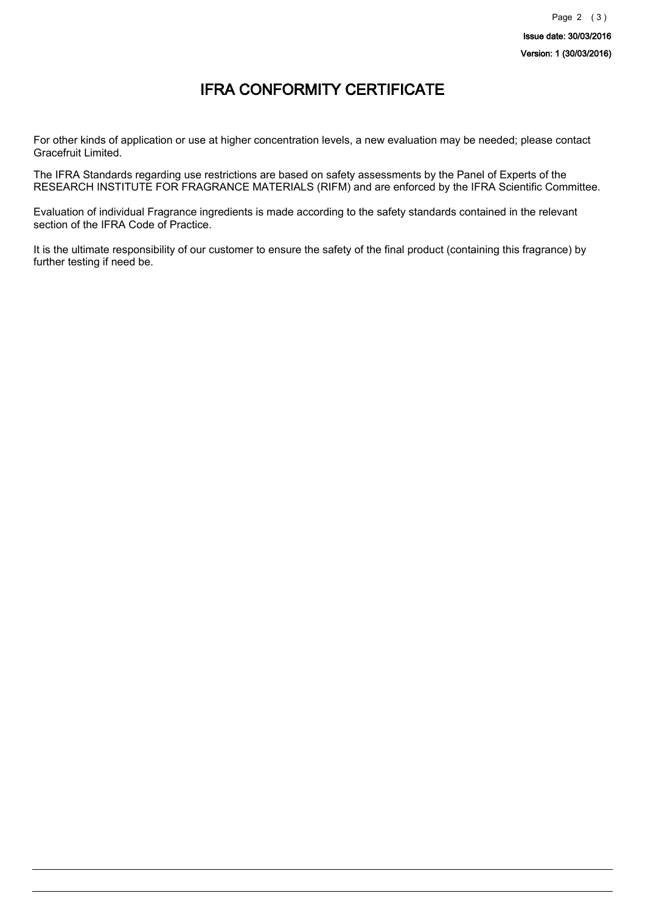# IFRA CONFORMITY CERTIFICATE

For other kinds of application or use at higher concentration levels, a new evaluation may be needed; please contact Gracefruit Limited.

The IFRA Standards regarding use restrictions are based on safety assessments by the Panel of Experts of the RESEARCH INSTITUTE FOR FRAGRANCE MATERIALS (RIFM) and are enforced by the IFRA Scientific Committee.

Evaluation of individual Fragrance ingredients is made according to the safety standards contained in the relevant section of the IFRA Code of Practice.

It is the ultimate responsibility of our customer to ensure the safety of the final product (containing this fragrance) by further testing if need be.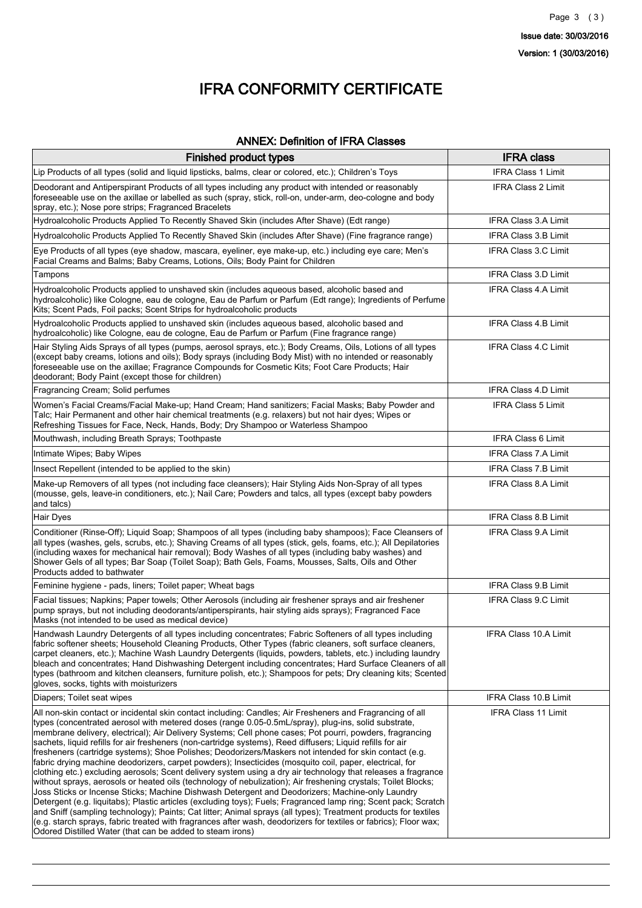# IFRA CONFORMITY CERTIFICATE

## ANNEX: Definition of IFRA Classes

| Finished product types | IFRA class |
|---|---|
| Lip Products of all types (solid and liquid lipsticks, balms, clear or colored, etc.); Children's Toys | IFRA Class 1 Limit |
| Deodorant and Antiperspirant Products of all types including any product with intended or reasonably foreseeable use on the axillae or labelled as such (spray, stick, roll-on, under-arm, deo-cologne and body spray, etc.); Nose pore strips; Fragranced Bracelets | IFRA Class 2 Limit |
| Hydroalcoholic Products Applied To Recently Shaved Skin (includes After Shave) (Edt range) | IFRA Class 3.A Limit |
| Hydroalcoholic Products Applied To Recently Shaved Skin (includes After Shave) (Fine fragrance range) | IFRA Class 3.B Limit |
| Eye Products of all types (eye shadow, mascara, eyeliner, eye make-up, etc.) including eye care; Men's Facial Creams and Balms; Baby Creams, Lotions, Oils; Body Paint for Children | IFRA Class 3.C Limit |
| Tampons | IFRA Class 3.D Limit |
| Hydroalcoholic Products applied to unshaved skin (includes aqueous based, alcoholic based and hydroalcoholic) like Cologne, eau de cologne, Eau de Parfum or Parfum (Edt range); Ingredients of Perfume Kits; Scent Pads, Foil packs; Scent Strips for hydroalcoholic products | IFRA Class 4.A Limit |
| Hydroalcoholic Products applied to unshaved skin (includes aqueous based, alcoholic based and hydroalcoholic) like Cologne, eau de cologne, Eau de Parfum or Parfum (Fine fragrance range) | IFRA Class 4.B Limit |
| Hair Styling Aids Sprays of all types (pumps, aerosol sprays, etc.); Body Creams, Oils, Lotions of all types (except baby creams, lotions and oils); Body sprays (including Body Mist) with no intended or reasonably foreseeable use on the axillae; Fragrance Compounds for Cosmetic Kits; Foot Care Products; Hair deodorant; Body Paint (except those for children) | IFRA Class 4.C Limit |
| Fragrancing Cream; Solid perfumes | IFRA Class 4.D Limit |
| Women's Facial Creams/Facial Make-up; Hand Cream; Hand sanitizers; Facial Masks; Baby Powder and Talc; Hair Permanent and other hair chemical treatments (e.g. relaxers) but not hair dyes; Wipes or Refreshing Tissues for Face, Neck, Hands, Body; Dry Shampoo or Waterless Shampoo | IFRA Class 5 Limit |
| Mouthwash, including Breath Sprays; Toothpaste | IFRA Class 6 Limit |
| Intimate Wipes; Baby Wipes | IFRA Class 7.A Limit |
| Insect Repellent (intended to be applied to the skin) | IFRA Class 7.B Limit |
| Make-up Removers of all types (not including face cleansers); Hair Styling Aids Non-Spray of all types (mousse, gels, leave-in conditioners, etc.); Nail Care; Powders and talcs, all types (except baby powders and talcs) | IFRA Class 8.A Limit |
| Hair Dyes | IFRA Class 8.B Limit |
| Conditioner (Rinse-Off); Liquid Soap; Shampoos of all types (including baby shampoos); Face Cleansers of all types (washes, gels, scrubs, etc.); Shaving Creams of all types (stick, gels, foams, etc.); All Depilatories (including waxes for mechanical hair removal); Body Washes of all types (including baby washes) and Shower Gels of all types; Bar Soap (Toilet Soap); Bath Gels, Foams, Mousses, Salts, Oils and Other Products added to bathwater | IFRA Class 9.A Limit |
| Feminine hygiene - pads, liners; Toilet paper; Wheat bags | IFRA Class 9.B Limit |
| Facial tissues; Napkins; Paper towels; Other Aerosols (including air freshener sprays and air freshener pump sprays, but not including deodorants/antiperspirants, hair styling aids sprays); Fragranced Face Masks (not intended to be used as medical device) | IFRA Class 9.C Limit |
| Handwash Laundry Detergents of all types including concentrates; Fabric Softeners of all types including fabric softener sheets; Household Cleaning Products, Other Types (fabric cleaners, soft surface cleaners, carpet cleaners, etc.); Machine Wash Laundry Detergents (liquids, powders, tablets, etc.) including laundry bleach and concentrates; Hand Dishwashing Detergent including concentrates; Hard Surface Cleaners of all types (bathroom and kitchen cleansers, furniture polish, etc.); Shampoos for pets; Dry cleaning kits; Scented gloves, socks, tights with moisturizers | IFRA Class 10.A Limit |
| Diapers; Toilet seat wipes | IFRA Class 10.B Limit |
| All non-skin contact or incidental skin contact including: Candles; Air Fresheners and Fragrancing of all types (concentrated aerosol with metered doses (range 0.05-0.5mL/spray), plug-ins, solid substrate, membrane delivery, electrical); Air Delivery Systems; Cell phone cases; Pot pourri, powders, fragrancing sachets, liquid refills for air fresheners (non-cartridge systems), Reed diffusers; Liquid refills for air fresheners (cartridge systems); Shoe Polishes; Deodorizers/Maskers not intended for skin contact (e.g. fabric drying machine deodorizers, carpet powders); Insecticides (mosquito coil, paper, electrical, for clothing etc.) excluding aerosols; Scent delivery system using a dry air technology that releases a fragrance without sprays, aerosols or heated oils (technology of nebulization); Air freshening crystals; Toilet Blocks; Joss Sticks or Incense Sticks; Machine Dishwash Detergent and Deodorizers; Machine-only Laundry Detergent (e.g. liquitabs); Plastic articles (excluding toys); Fuels; Fragranced lamp ring; Scent pack; Scratch and Sniff (sampling technology); Paints; Cat litter; Animal sprays (all types); Treatment products for textiles (e.g. starch sprays, fabric treated with fragrances after wash, deodorizers for textiles or fabrics); Floor wax; Odored Distilled Water (that can be added to steam irons) | IFRA Class 11 Limit |